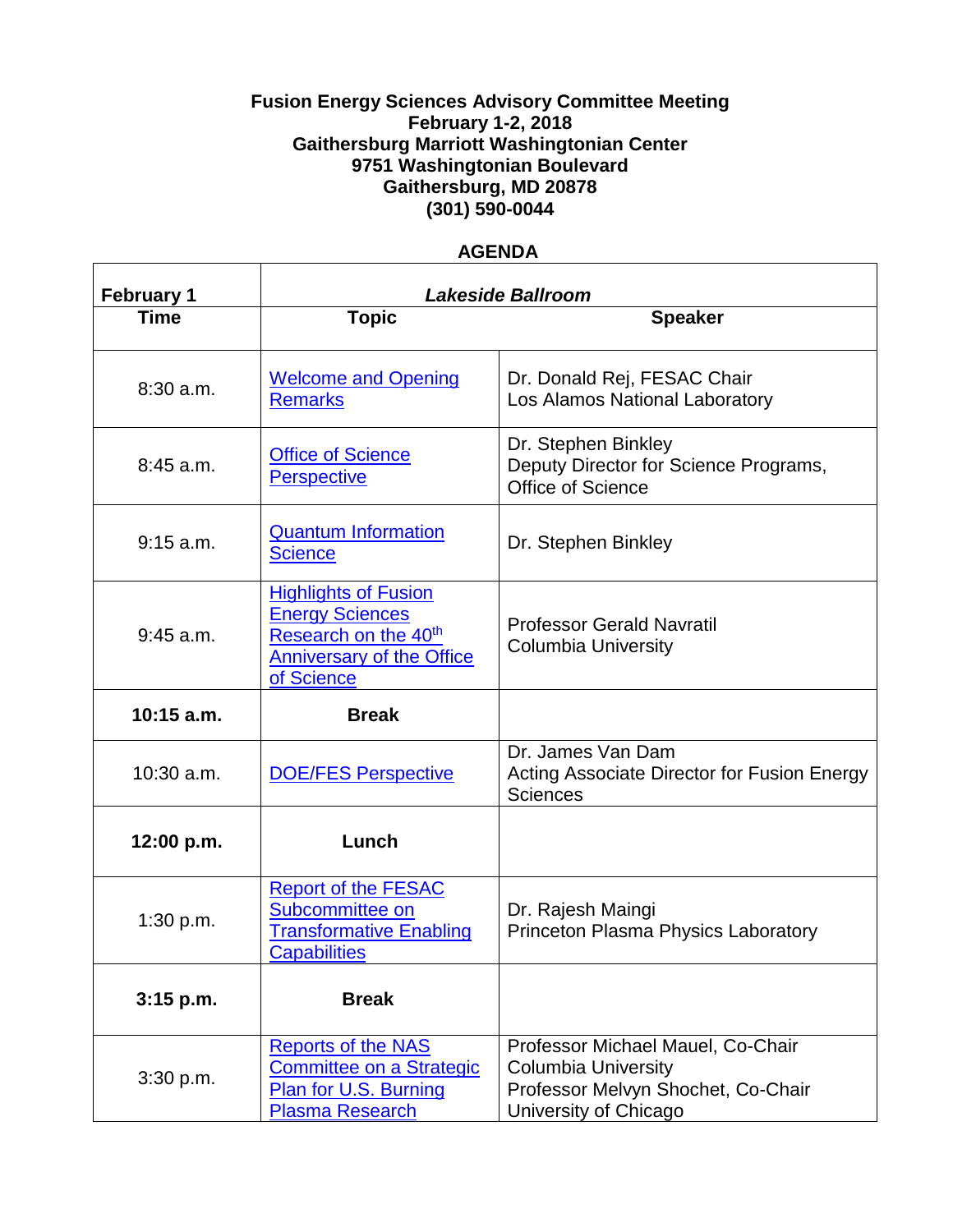**Fusion Energy Sciences Advisory Committee Meeting**
**February 1-2, 2018**
**Gaithersburg Marriott Washingtonian Center**
**9751 Washingtonian Boulevard**
**Gaithersburg, MD 20878**
**(301) 590-0044**

## AGENDA

| **February 1** | ***Lakeside Ballroom*** | |
|---|---|---|
| **Time** | **Topic** | **Speaker** |
| 8:30 a.m. | Welcome and Opening Remarks | Dr. Donald Rej, FESAC Chair<br>Los Alamos National Laboratory |
| 8:45 a.m. | Office of Science Perspective | Dr. Stephen Binkley<br>Deputy Director for Science Programs, Office of Science |
| 9:15 a.m. | Quantum Information Science | Dr. Stephen Binkley |
| 9:45 a.m. | Highlights of Fusion Energy Sciences Research on the 40th Anniversary of the Office of Science | Professor Gerald Navratil<br>Columbia University |
| **10:15 a.m.** | **Break** | |
| 10:30 a.m. | DOE/FES Perspective | Dr. James Van Dam<br>Acting Associate Director for Fusion Energy Sciences |
| **12:00 p.m.** | **Lunch** | |
| 1:30 p.m. | Report of the FESAC Subcommittee on Transformative Enabling Capabilities | Dr. Rajesh Maingi<br>Princeton Plasma Physics Laboratory |
| **3:15 p.m.** | **Break** | |
| 3:30 p.m. | Reports of the NAS Committee on a Strategic Plan for U.S. Burning Plasma Research | Professor Michael Mauel, Co-Chair<br>Columbia University<br>Professor Melvyn Shochet, Co-Chair<br>University of Chicago |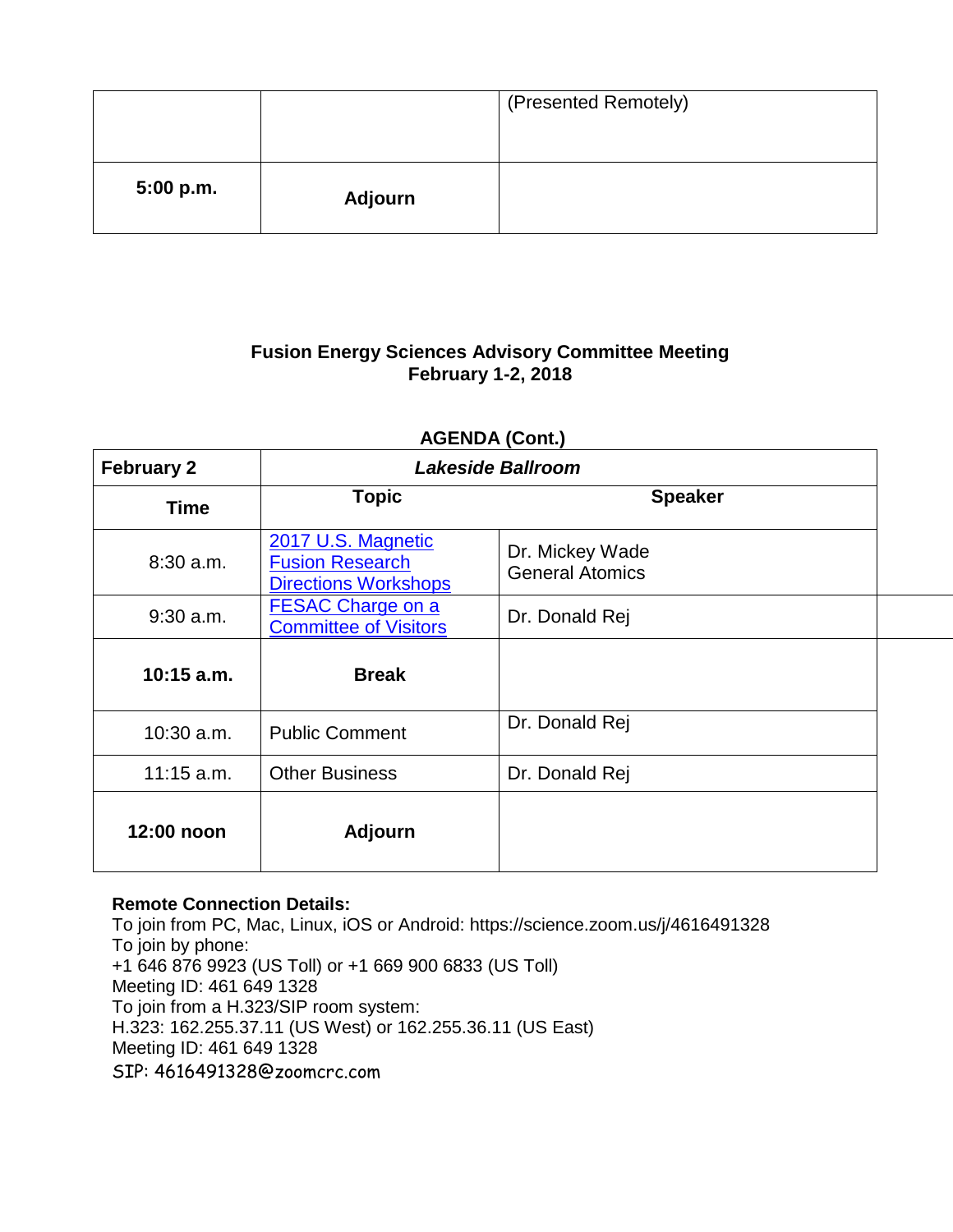| | | |
|---|---|---|
| | | (Presented Remotely) |
| **5:00 p.m.** | **Adjourn** | |

**Fusion Energy Sciences Advisory Committee Meeting**
**February 1-2, 2018**

**AGENDA (Cont.)**

| **February 2** | ***Lakeside Ballroom*** | |
|---|---|---|
| **Time** | **Topic** | **Speaker** |
| 8:30 a.m. | [2017 U.S. Magnetic Fusion Research Directions Workshops]() | Dr. Mickey Wade<br>General Atomics |
| 9:30 a.m. | [FESAC Charge on a Committee of Visitors]() | Dr. Donald Rej |
| **10:15 a.m.** | **Break** | |
| 10:30 a.m. | Public Comment | Dr. Donald Rej |
| 11:15 a.m. | Other Business | Dr. Donald Rej |
| **12:00 noon** | **Adjourn** | |

**Remote Connection Details:**
To join from PC, Mac, Linux, iOS or Android: https://science.zoom.us/j/4616491328
To join by phone:
+1 646 876 9923 (US Toll) or +1 669 900 6833 (US Toll)
Meeting ID: 461 649 1328
To join from a H.323/SIP room system:
H.323: 162.255.37.11 (US West) or 162.255.36.11 (US East)
Meeting ID: 461 649 1328
SIP: 4616491328@zoomcrc.com